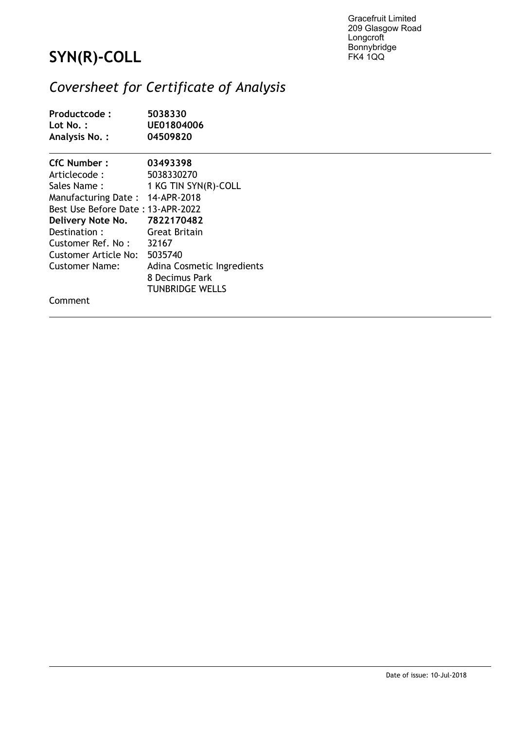Gracefruit Limited
209 Glasgow Road
Longcroft
Bonnybridge
FK4 1QQ

# SYN(R)-COLL

## *Coversheet for Certificate of Analysis*

**Productcode :** **5038330**
**Lot No. :** **UE01804006**
**Analysis No. :** **04509820**

---

**CfC Number :** **03493398**
Articlecode : 5038330270
Sales Name : 1 KG TIN SYN(R)-COLL
Manufacturing Date : 14-APR-2018
Best Use Before Date : 13-APR-2022
**Delivery Note No.** **7822170482**
Destination : Great Britain
Customer Ref. No : 32167
Customer Article No: 5035740
Customer Name: Adina Cosmetic Ingredients
8 Decimus Park
TUNBRIDGE WELLS

Comment

---

Date of issue: 10-Jul-2018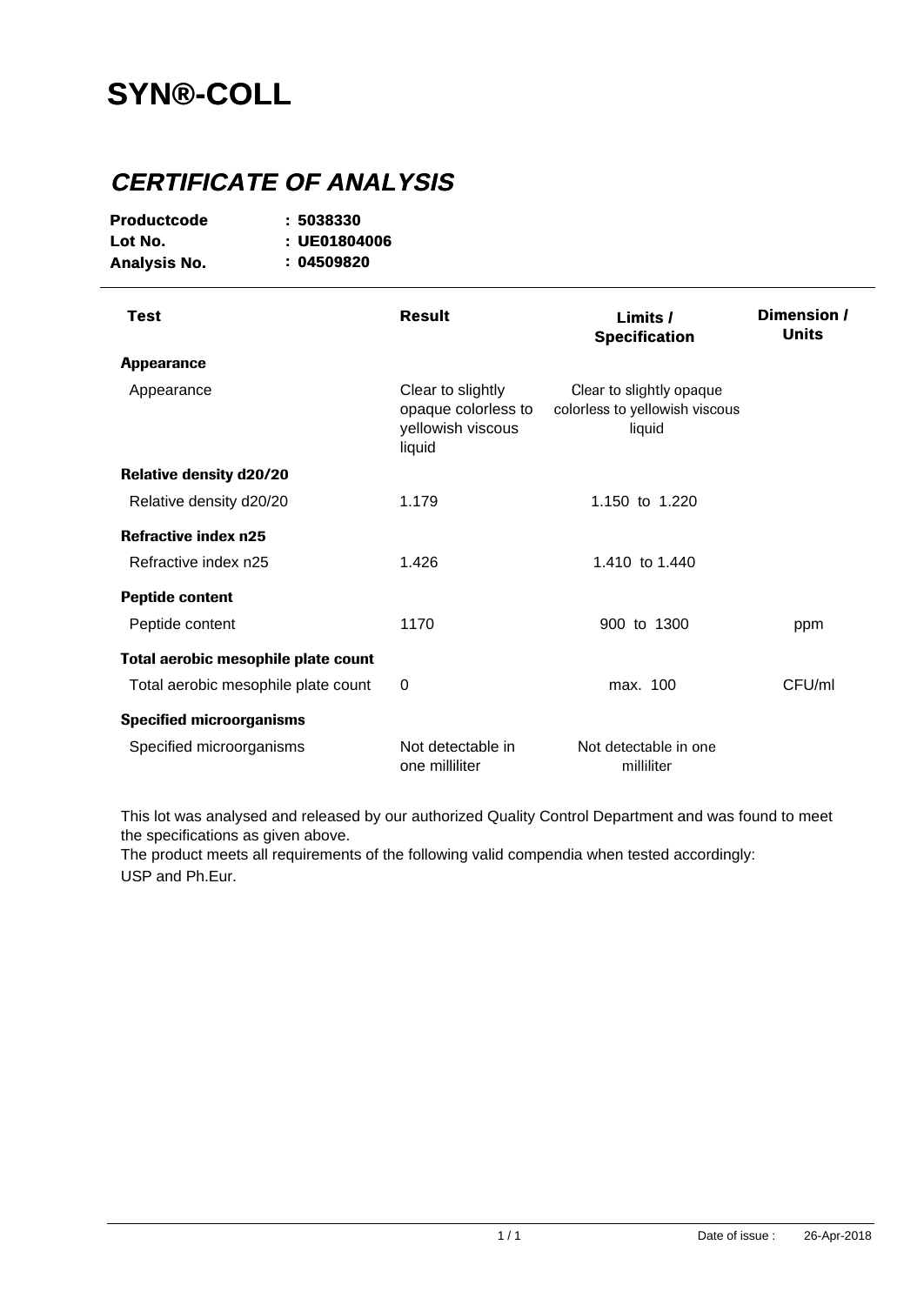# SYN®-COLL

## *CERTIFICATE OF ANALYSIS*

**Productcode** : **5038330**
**Lot No.** : **UE01804006**
**Analysis No.** : **04509820**

| Test | Result | Limits / Specification | Dimension / Units |
|---|---|---|---|
| **Appearance** | | | |
| Appearance | Clear to slightly opaque colorless to yellowish viscous liquid | Clear to slightly opaque colorless to yellowish viscous liquid | |
| **Relative density d20/20** | | | |
| Relative density d20/20 | 1.179 | 1.150 to 1.220 | |
| **Refractive index n25** | | | |
| Refractive index n25 | 1.426 | 1.410 to 1.440 | |
| **Peptide content** | | | |
| Peptide content | 1170 | 900 to 1300 | ppm |
| **Total aerobic mesophile plate count** | | | |
| Total aerobic mesophile plate count | 0 | max. 100 | CFU/ml |
| **Specified microorganisms** | | | |
| Specified microorganisms | Not detectable in one milliliter | Not detectable in one milliliter | |

This lot was analysed and released by our authorized Quality Control Department and was found to meet the specifications as given above.
The product meets all requirements of the following valid compendia when tested accordingly:
USP and Ph.Eur.

Date of issue : 26-Apr-2018